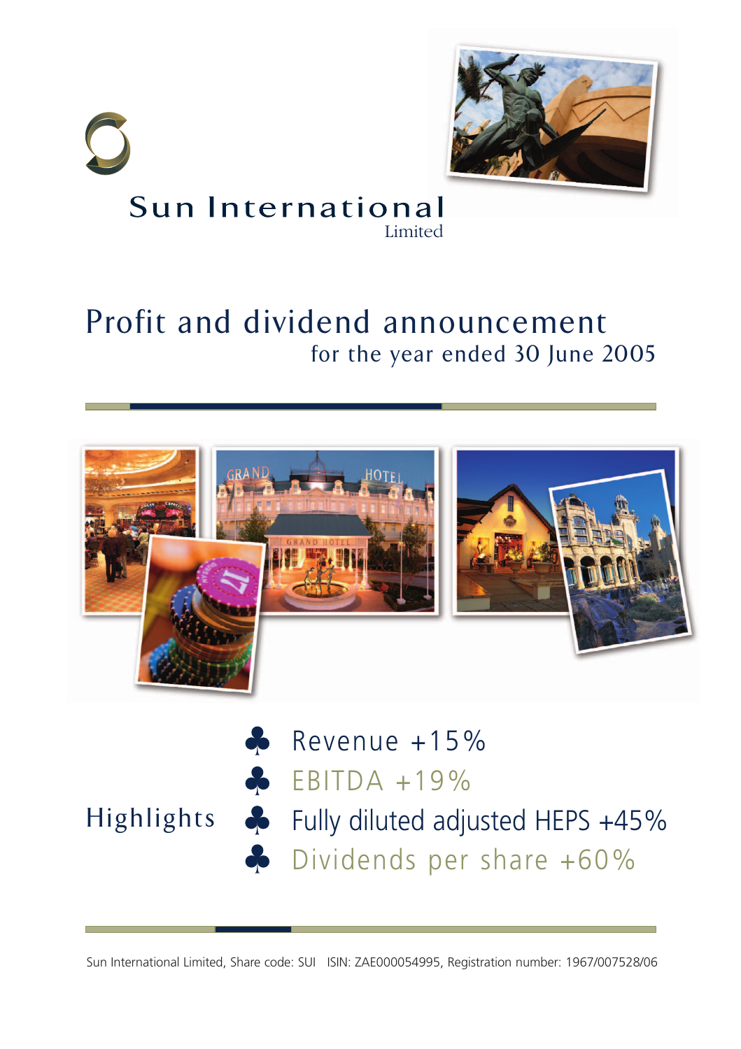# Sun International

Limited

# Profit and dividend announcement

## for the year ended 30 June 2005

## Highlights

- Revenue +15%
- EBITDA +19%
- Fully diluted adjusted HEPS +45%
- Dividends per share +60%

Sun International Limited, Share code: SUI ISIN: ZAE000054995, Registration number: 1967/007528/06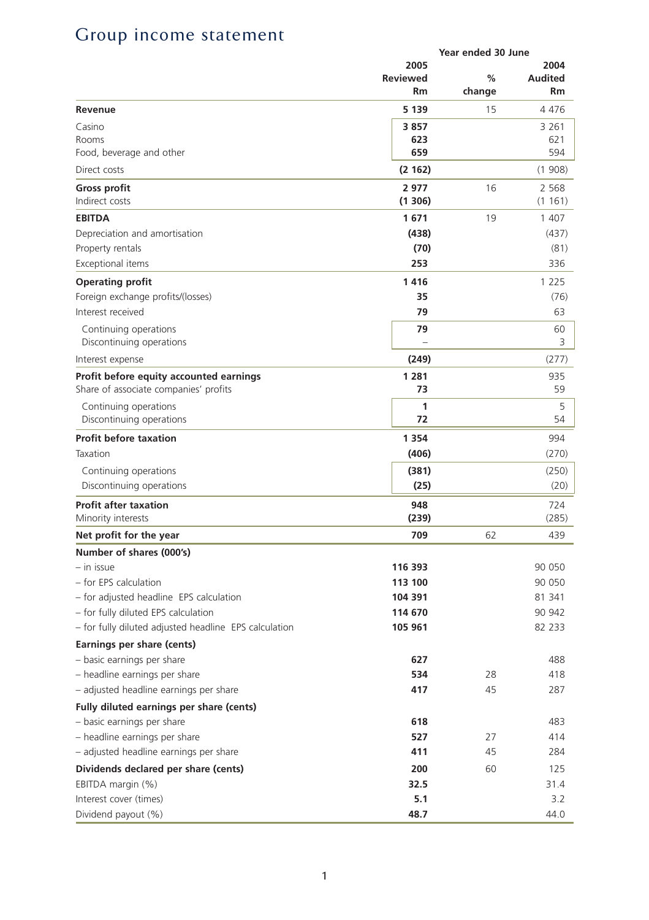# Group income statement

| | Year ended 30 June | | |
|---|---|---|---|
| | 2005 Reviewed Rm | % change | 2004 Audited Rm |
| **Revenue** | **5 139** | 15 | 4 476 |
| Casino | **3 857** | | 3 261 |
| Rooms | **623** | | 621 |
| Food, beverage and other | **659** | | 594 |
| Direct costs | **(2 162)** | | (1 908) |
| **Gross profit** | **2 977** | 16 | 2 568 |
| Indirect costs | **(1 306)** | | (1 161) |
| **EBITDA** | **1 671** | 19 | 1 407 |
| Depreciation and amortisation | **(438)** | | (437) |
| Property rentals | **(70)** | | (81) |
| Exceptional items | **253** | | 336 |
| **Operating profit** | **1 416** | | 1 225 |
| Foreign exchange profits/(losses) | **35** | | (76) |
| Interest received | **79** | | 63 |
| Continuing operations | **79** | | 60 |
| Discontinuing operations | **–** | | 3 |
| Interest expense | **(249)** | | (277) |
| **Profit before equity accounted earnings** | **1 281** | | 935 |
| Share of associate companies' profits | **73** | | 59 |
| Continuing operations | **1** | | 5 |
| Discontinuing operations | **72** | | 54 |
| **Profit before taxation** | **1 354** | | 994 |
| Taxation | **(406)** | | (270) |
| Continuing operations | **(381)** | | (250) |
| Discontinuing operations | **(25)** | | (20) |
| **Profit after taxation** | **948** | | 724 |
| Minority interests | **(239)** | | (285) |
| **Net profit for the year** | **709** | 62 | 439 |
| **Number of shares (000's)** | | | |
| – in issue | **116 393** | | 90 050 |
| – for EPS calculation | **113 100** | | 90 050 |
| – for adjusted headline EPS calculation | **104 391** | | 81 341 |
| – for fully diluted EPS calculation | **114 670** | | 90 942 |
| – for fully diluted adjusted headline EPS calculation | **105 961** | | 82 233 |
| **Earnings per share (cents)** | | | |
| – basic earnings per share | **627** | | 488 |
| – headline earnings per share | **534** | 28 | 418 |
| – adjusted headline earnings per share | **417** | 45 | 287 |
| **Fully diluted earnings per share (cents)** | | | |
| – basic earnings per share | **618** | | 483 |
| – headline earnings per share | **527** | 27 | 414 |
| – adjusted headline earnings per share | **411** | 45 | 284 |
| **Dividends declared per share (cents)** | **200** | 60 | 125 |
| EBITDA margin (%) | **32.5** | | 31.4 |
| Interest cover (times) | **5.1** | | 3.2 |
| Dividend payout (%) | **48.7** | | 44.0 |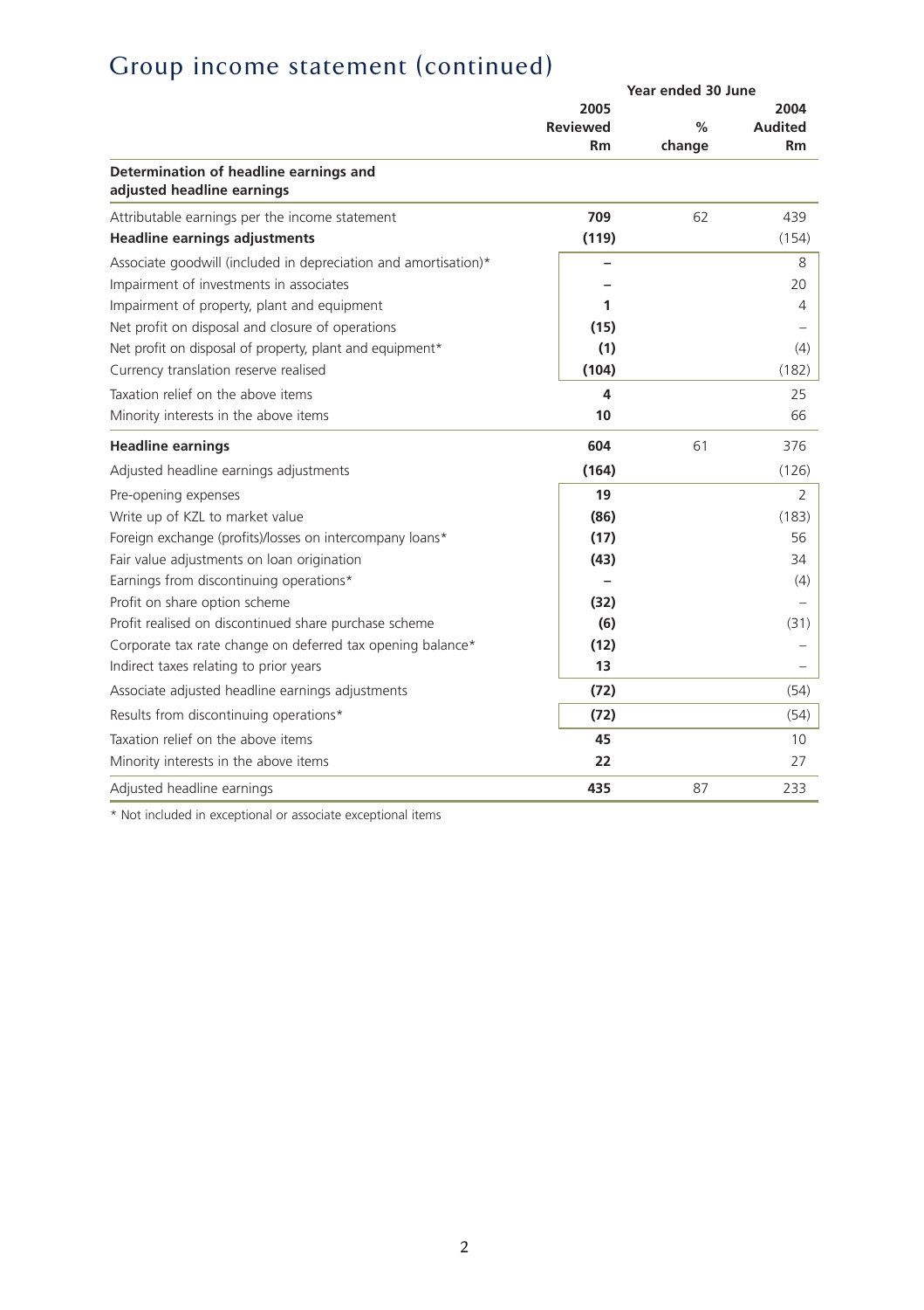# Group income statement (continued)

| | Year ended 30 June | | |
|---|---|---|---|
| | **2005 Reviewed Rm** | **% change** | **2004 Audited Rm** |
| **Determination of headline earnings and adjusted headline earnings** | | | |
| Attributable earnings per the income statement | **709** | 62 | 439 |
| **Headline earnings adjustments** | **(119)** | | (154) |
| Associate goodwill (included in depreciation and amortisation)* | **–** | | 8 |
| Impairment of investments in associates | **–** | | 20 |
| Impairment of property, plant and equipment | **1** | | 4 |
| Net profit on disposal and closure of operations | **(15)** | | – |
| Net profit on disposal of property, plant and equipment* | **(1)** | | (4) |
| Currency translation reserve realised | **(104)** | | (182) |
| Taxation relief on the above items | **4** | | 25 |
| Minority interests in the above items | **10** | | 66 |
| **Headline earnings** | **604** | 61 | 376 |
| Adjusted headline earnings adjustments | **(164)** | | (126) |
| Pre-opening expenses | **19** | | 2 |
| Write up of KZL to market value | **(86)** | | (183) |
| Foreign exchange (profits)/losses on intercompany loans* | **(17)** | | 56 |
| Fair value adjustments on loan origination | **(43)** | | 34 |
| Earnings from discontinuing operations* | **–** | | (4) |
| Profit on share option scheme | **(32)** | | – |
| Profit realised on discontinued share purchase scheme | **(6)** | | (31) |
| Corporate tax rate change on deferred tax opening balance* | **(12)** | | – |
| Indirect taxes relating to prior years | **13** | | – |
| Associate adjusted headline earnings adjustments | **(72)** | | (54) |
| Results from discontinuing operations* | **(72)** | | (54) |
| Taxation relief on the above items | **45** | | 10 |
| Minority interests in the above items | **22** | | 27 |
| Adjusted headline earnings | **435** | 87 | 233 |

\* Not included in exceptional or associate exceptional items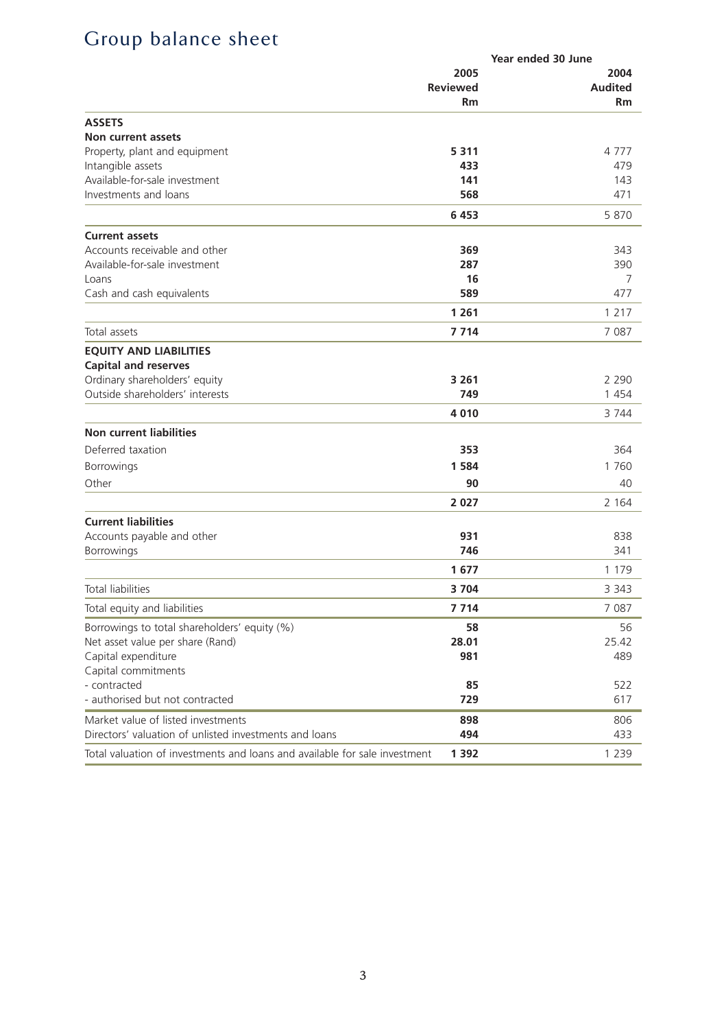# Group balance sheet

| | Year ended 30 June | |
|---|---|---|
| | **2005** | **2004** |
| | **Reviewed** | **Audited** |
| | **Rm** | **Rm** |
| **ASSETS** | | |
| **Non current assets** | | |
| Property, plant and equipment | **5 311** | 4 777 |
| Intangible assets | **433** | 479 |
| Available-for-sale investment | **141** | 143 |
| Investments and loans | **568** | 471 |
| | **6 453** | 5 870 |
| **Current assets** | | |
| Accounts receivable and other | **369** | 343 |
| Available-for-sale investment | **287** | 390 |
| Loans | **16** | 7 |
| Cash and cash equivalents | **589** | 477 |
| | **1 261** | 1 217 |
| Total assets | **7 714** | 7 087 |
| **EQUITY AND LIABILITIES** | | |
| **Capital and reserves** | | |
| Ordinary shareholders' equity | **3 261** | 2 290 |
| Outside shareholders' interests | **749** | 1 454 |
| | **4 010** | 3 744 |
| **Non current liabilities** | | |
| Deferred taxation | **353** | 364 |
| Borrowings | **1 584** | 1 760 |
| Other | **90** | 40 |
| | **2 027** | 2 164 |
| **Current liabilities** | | |
| Accounts payable and other | **931** | 838 |
| Borrowings | **746** | 341 |
| | **1 677** | 1 179 |
| Total liabilities | **3 704** | 3 343 |
| Total equity and liabilities | **7 714** | 7 087 |
| Borrowings to total shareholders' equity (%) | **58** | 56 |
| Net asset value per share (Rand) | **28.01** | 25.42 |
| Capital expenditure | **981** | 489 |
| Capital commitments | | |
| - contracted | **85** | 522 |
| - authorised but not contracted | **729** | 617 |
| Market value of listed investments | **898** | 806 |
| Directors' valuation of unlisted investments and loans | **494** | 433 |
| Total valuation of investments and loans and available for sale investment | **1 392** | 1 239 |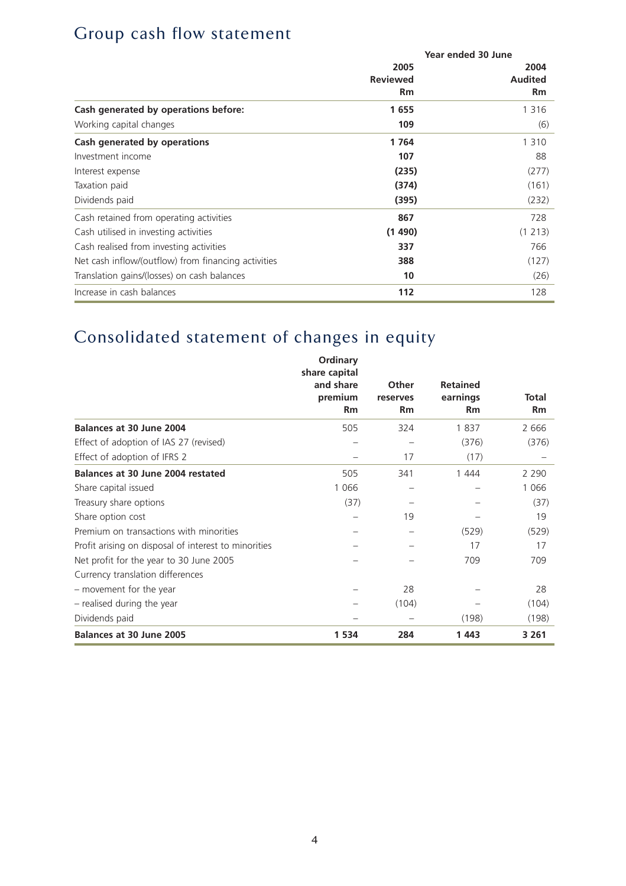# Group cash flow statement

| | Year ended 30 June | |
|---|---|---|
| | **2005** | 2004 |
| | **Reviewed** | Audited |
| | **Rm** | Rm |
| **Cash generated by operations before:** | **1 655** | 1 316 |
| Working capital changes | **109** | (6) |
| **Cash generated by operations** | **1 764** | 1 310 |
| Investment income | **107** | 88 |
| Interest expense | **(235)** | (277) |
| Taxation paid | **(374)** | (161) |
| Dividends paid | **(395)** | (232) |
| Cash retained from operating activities | **867** | 728 |
| Cash utilised in investing activities | **(1 490)** | (1 213) |
| Cash realised from investing activities | **337** | 766 |
| Net cash inflow/(outflow) from financing activities | **388** | (127) |
| Translation gains/(losses) on cash balances | **10** | (26) |
| Increase in cash balances | **112** | 128 |

# Consolidated statement of changes in equity

| | Ordinary share capital and share premium Rm | Other reserves Rm | Retained earnings Rm | Total Rm |
|---|---|---|---|---|
| **Balances at 30 June 2004** | 505 | 324 | 1 837 | 2 666 |
| Effect of adoption of IAS 27 (revised) | – | – | (376) | (376) |
| Effect of adoption of IFRS 2 | – | 17 | (17) | – |
| **Balances at 30 June 2004 restated** | 505 | 341 | 1 444 | 2 290 |
| Share capital issued | 1 066 | – | – | 1 066 |
| Treasury share options | (37) | – | – | (37) |
| Share option cost | – | 19 | – | 19 |
| Premium on transactions with minorities | – | – | (529) | (529) |
| Profit arising on disposal of interest to minorities | – | – | 17 | 17 |
| Net profit for the year to 30 June 2005 | – | – | 709 | 709 |
| Currency translation differences | | | | |
| – movement for the year | – | 28 | – | 28 |
| – realised during the year | – | (104) | – | (104) |
| Dividends paid | – | – | (198) | (198) |
| **Balances at 30 June 2005** | **1 534** | **284** | **1 443** | **3 261** |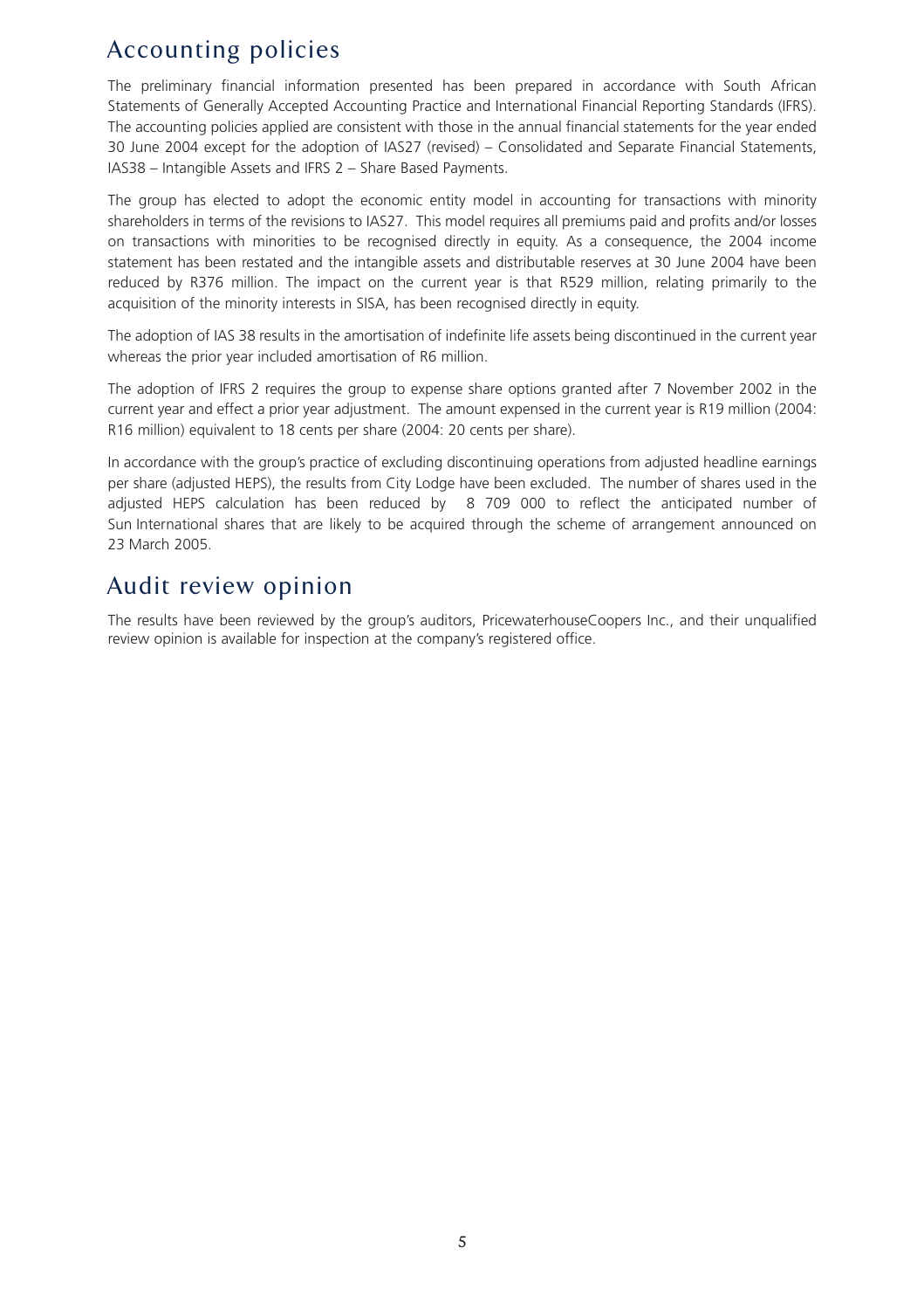## Accounting policies

The preliminary financial information presented has been prepared in accordance with South African Statements of Generally Accepted Accounting Practice and International Financial Reporting Standards (IFRS). The accounting policies applied are consistent with those in the annual financial statements for the year ended 30 June 2004 except for the adoption of IAS27 (revised) – Consolidated and Separate Financial Statements, IAS38 – Intangible Assets and IFRS 2 – Share Based Payments.

The group has elected to adopt the economic entity model in accounting for transactions with minority shareholders in terms of the revisions to IAS27. This model requires all premiums paid and profits and/or losses on transactions with minorities to be recognised directly in equity. As a consequence, the 2004 income statement has been restated and the intangible assets and distributable reserves at 30 June 2004 have been reduced by R376 million. The impact on the current year is that R529 million, relating primarily to the acquisition of the minority interests in SISA, has been recognised directly in equity.

The adoption of IAS 38 results in the amortisation of indefinite life assets being discontinued in the current year whereas the prior year included amortisation of R6 million.

The adoption of IFRS 2 requires the group to expense share options granted after 7 November 2002 in the current year and effect a prior year adjustment. The amount expensed in the current year is R19 million (2004: R16 million) equivalent to 18 cents per share (2004: 20 cents per share).

In accordance with the group's practice of excluding discontinuing operations from adjusted headline earnings per share (adjusted HEPS), the results from City Lodge have been excluded. The number of shares used in the adjusted HEPS calculation has been reduced by 8 709 000 to reflect the anticipated number of Sun International shares that are likely to be acquired through the scheme of arrangement announced on 23 March 2005.

## Audit review opinion

The results have been reviewed by the group's auditors, PricewaterhouseCoopers Inc., and their unqualified review opinion is available for inspection at the company's registered office.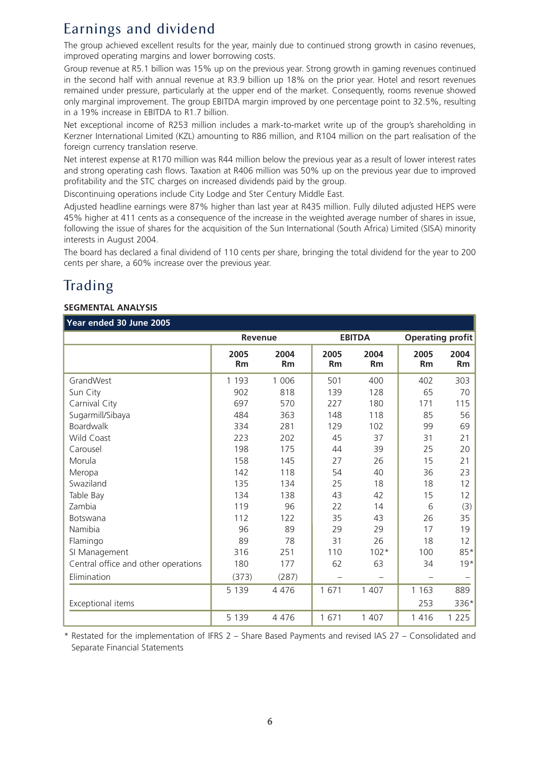# Earnings and dividend

The group achieved excellent results for the year, mainly due to continued strong growth in casino revenues, improved operating margins and lower borrowing costs.

Group revenue at R5.1 billion was 15% up on the previous year. Strong growth in gaming revenues continued in the second half with annual revenue at R3.9 billion up 18% on the prior year. Hotel and resort revenues remained under pressure, particularly at the upper end of the market. Consequently, rooms revenue showed only marginal improvement. The group EBITDA margin improved by one percentage point to 32.5%, resulting in a 19% increase in EBITDA to R1.7 billion.

Net exceptional income of R253 million includes a mark-to-market write up of the group's shareholding in Kerzner International Limited (KZL) amounting to R86 million, and R104 million on the part realisation of the foreign currency translation reserve.

Net interest expense at R170 million was R44 million below the previous year as a result of lower interest rates and strong operating cash flows. Taxation at R406 million was 50% up on the previous year due to improved profitability and the STC charges on increased dividends paid by the group.

Discontinuing operations include City Lodge and Ster Century Middle East.

Adjusted headline earnings were 87% higher than last year at R435 million. Fully diluted adjusted HEPS were 45% higher at 411 cents as a consequence of the increase in the weighted average number of shares in issue, following the issue of shares for the acquisition of the Sun International (South Africa) Limited (SISA) minority interests in August 2004.

The board has declared a final dividend of 110 cents per share, bringing the total dividend for the year to 200 cents per share, a 60% increase over the previous year.

# Trading

**SEGMENTAL ANALYSIS**

| Year ended 30 June 2005 | Revenue | | EBITDA | | Operating profit | |
|---|---|---|---|---|---|---|
| | **2005 Rm** | **2004 Rm** | **2005 Rm** | **2004 Rm** | **2005 Rm** | **2004 Rm** |
| GrandWest | 1 193 | 1 006 | 501 | 400 | 402 | 303 |
| Sun City | 902 | 818 | 139 | 128 | 65 | 70 |
| Carnival City | 697 | 570 | 227 | 180 | 171 | 115 |
| Sugarmill/Sibaya | 484 | 363 | 148 | 118 | 85 | 56 |
| Boardwalk | 334 | 281 | 129 | 102 | 99 | 69 |
| Wild Coast | 223 | 202 | 45 | 37 | 31 | 21 |
| Carousel | 198 | 175 | 44 | 39 | 25 | 20 |
| Morula | 158 | 145 | 27 | 26 | 15 | 21 |
| Meropa | 142 | 118 | 54 | 40 | 36 | 23 |
| Swaziland | 135 | 134 | 25 | 18 | 18 | 12 |
| Table Bay | 134 | 138 | 43 | 42 | 15 | 12 |
| Zambia | 119 | 96 | 22 | 14 | 6 | (3) |
| Botswana | 112 | 122 | 35 | 43 | 26 | 35 |
| Namibia | 96 | 89 | 29 | 29 | 17 | 19 |
| Flamingo | 89 | 78 | 31 | 26 | 18 | 12 |
| SI Management | 316 | 251 | 110 | 102* | 100 | 85* |
| Central office and other operations | 180 | 177 | 62 | 63 | 34 | 19* |
| Elimination | (373) | (287) | – | – | – | – |
| | 5 139 | 4 476 | 1 671 | 1 407 | 1 163 | 889 |
| Exceptional items | | | | | 253 | 336* |
| | 5 139 | 4 476 | 1 671 | 1 407 | 1 416 | 1 225 |

* Restated for the implementation of IFRS 2 – Share Based Payments and revised IAS 27 – Consolidated and Separate Financial Statements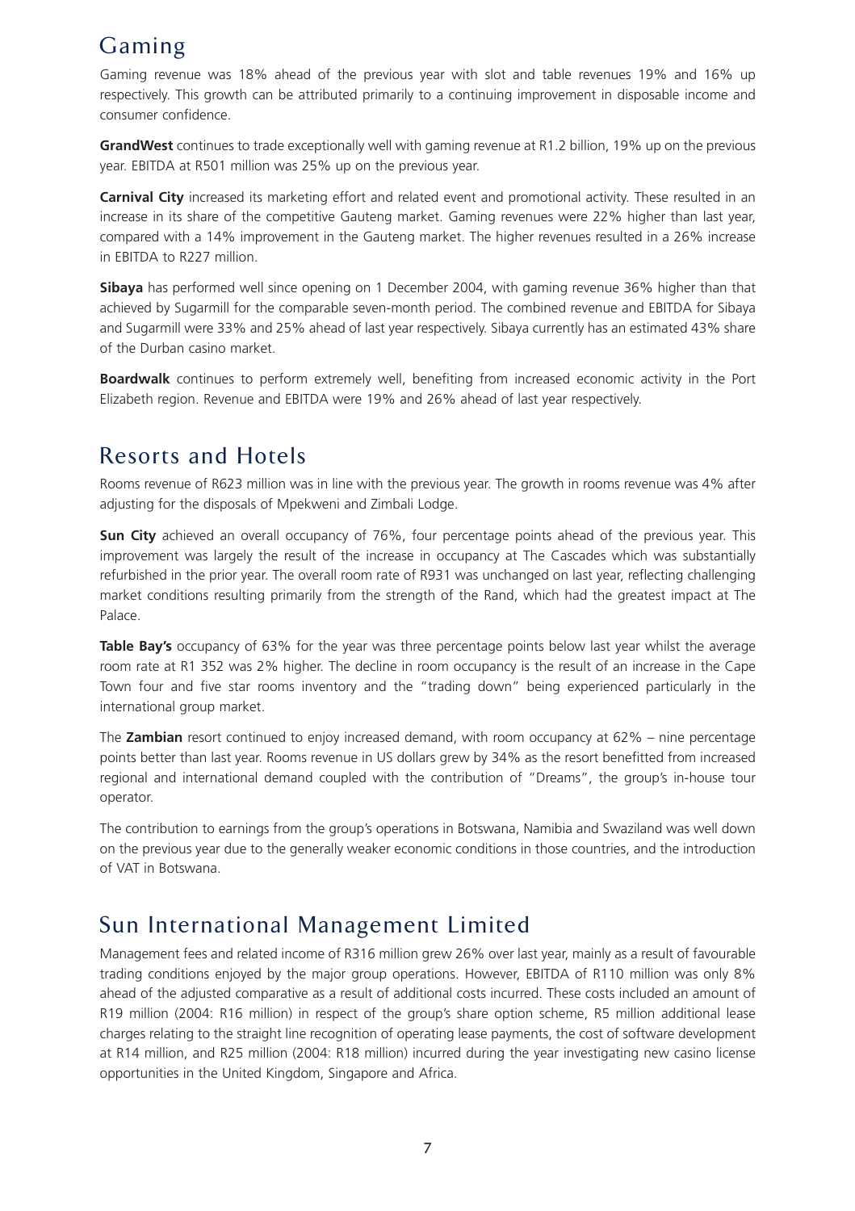## Gaming

Gaming revenue was 18% ahead of the previous year with slot and table revenues 19% and 16% up respectively. This growth can be attributed primarily to a continuing improvement in disposable income and consumer confidence.

**GrandWest** continues to trade exceptionally well with gaming revenue at R1.2 billion, 19% up on the previous year. EBITDA at R501 million was 25% up on the previous year.

**Carnival City** increased its marketing effort and related event and promotional activity. These resulted in an increase in its share of the competitive Gauteng market. Gaming revenues were 22% higher than last year, compared with a 14% improvement in the Gauteng market. The higher revenues resulted in a 26% increase in EBITDA to R227 million.

**Sibaya** has performed well since opening on 1 December 2004, with gaming revenue 36% higher than that achieved by Sugarmill for the comparable seven-month period. The combined revenue and EBITDA for Sibaya and Sugarmill were 33% and 25% ahead of last year respectively. Sibaya currently has an estimated 43% share of the Durban casino market.

**Boardwalk** continues to perform extremely well, benefiting from increased economic activity in the Port Elizabeth region. Revenue and EBITDA were 19% and 26% ahead of last year respectively.

## Resorts and Hotels

Rooms revenue of R623 million was in line with the previous year. The growth in rooms revenue was 4% after adjusting for the disposals of Mpekweni and Zimbali Lodge.

**Sun City** achieved an overall occupancy of 76%, four percentage points ahead of the previous year. This improvement was largely the result of the increase in occupancy at The Cascades which was substantially refurbished in the prior year. The overall room rate of R931 was unchanged on last year, reflecting challenging market conditions resulting primarily from the strength of the Rand, which had the greatest impact at The Palace.

**Table Bay's** occupancy of 63% for the year was three percentage points below last year whilst the average room rate at R1 352 was 2% higher. The decline in room occupancy is the result of an increase in the Cape Town four and five star rooms inventory and the "trading down" being experienced particularly in the international group market.

The **Zambian** resort continued to enjoy increased demand, with room occupancy at 62% – nine percentage points better than last year. Rooms revenue in US dollars grew by 34% as the resort benefitted from increased regional and international demand coupled with the contribution of "Dreams", the group's in-house tour operator.

The contribution to earnings from the group's operations in Botswana, Namibia and Swaziland was well down on the previous year due to the generally weaker economic conditions in those countries, and the introduction of VAT in Botswana.

## Sun International Management Limited

Management fees and related income of R316 million grew 26% over last year, mainly as a result of favourable trading conditions enjoyed by the major group operations. However, EBITDA of R110 million was only 8% ahead of the adjusted comparative as a result of additional costs incurred. These costs included an amount of R19 million (2004: R16 million) in respect of the group's share option scheme, R5 million additional lease charges relating to the straight line recognition of operating lease payments, the cost of software development at R14 million, and R25 million (2004: R18 million) incurred during the year investigating new casino license opportunities in the United Kingdom, Singapore and Africa.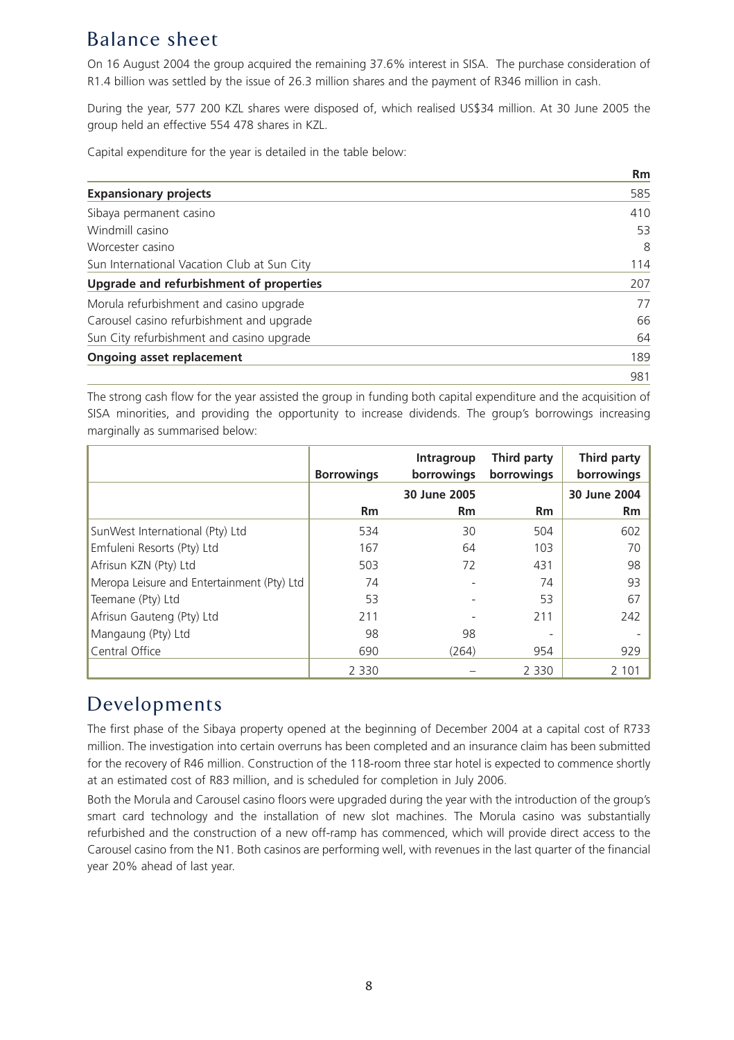## Balance sheet

On 16 August 2004 the group acquired the remaining 37.6% interest in SISA. The purchase consideration of R1.4 billion was settled by the issue of 26.3 million shares and the payment of R346 million in cash.

During the year, 577 200 KZL shares were disposed of, which realised US$34 million. At 30 June 2005 the group held an effective 554 478 shares in KZL.

Capital expenditure for the year is detailed in the table below:

| | Rm |
|---|---|
| **Expansionary projects** | 585 |
| Sibaya permanent casino | 410 |
| Windmill casino | 53 |
| Worcester casino | 8 |
| Sun International Vacation Club at Sun City | 114 |
| **Upgrade and refurbishment of properties** | 207 |
| Morula refurbishment and casino upgrade | 77 |
| Carousel casino refurbishment and upgrade | 66 |
| Sun City refurbishment and casino upgrade | 64 |
| **Ongoing asset replacement** | 189 |
| | 981 |

The strong cash flow for the year assisted the group in funding both capital expenditure and the acquisition of SISA minorities, and providing the opportunity to increase dividends. The group's borrowings increasing marginally as summarised below:

| | Borrowings | Intragroup borrowings | Third party borrowings | Third party borrowings |
|---|---|---|---|---|
| | | 30 June 2005 | | 30 June 2004 |
| | Rm | Rm | Rm | Rm |
| SunWest International (Pty) Ltd | 534 | 30 | 504 | 602 |
| Emfuleni Resorts (Pty) Ltd | 167 | 64 | 103 | 70 |
| Afrisun KZN (Pty) Ltd | 503 | 72 | 431 | 98 |
| Meropa Leisure and Entertainment (Pty) Ltd | 74 | - | 74 | 93 |
| Teemane (Pty) Ltd | 53 | - | 53 | 67 |
| Afrisun Gauteng (Pty) Ltd | 211 | - | 211 | 242 |
| Mangaung (Pty) Ltd | 98 | 98 | - | - |
| Central Office | 690 | (264) | 954 | 929 |
| | 2 330 | – | 2 330 | 2 101 |

## Developments

The first phase of the Sibaya property opened at the beginning of December 2004 at a capital cost of R733 million. The investigation into certain overruns has been completed and an insurance claim has been submitted for the recovery of R46 million. Construction of the 118-room three star hotel is expected to commence shortly at an estimated cost of R83 million, and is scheduled for completion in July 2006.

Both the Morula and Carousel casino floors were upgraded during the year with the introduction of the group's smart card technology and the installation of new slot machines. The Morula casino was substantially refurbished and the construction of a new off-ramp has commenced, which will provide direct access to the Carousel casino from the N1. Both casinos are performing well, with revenues in the last quarter of the financial year 20% ahead of last year.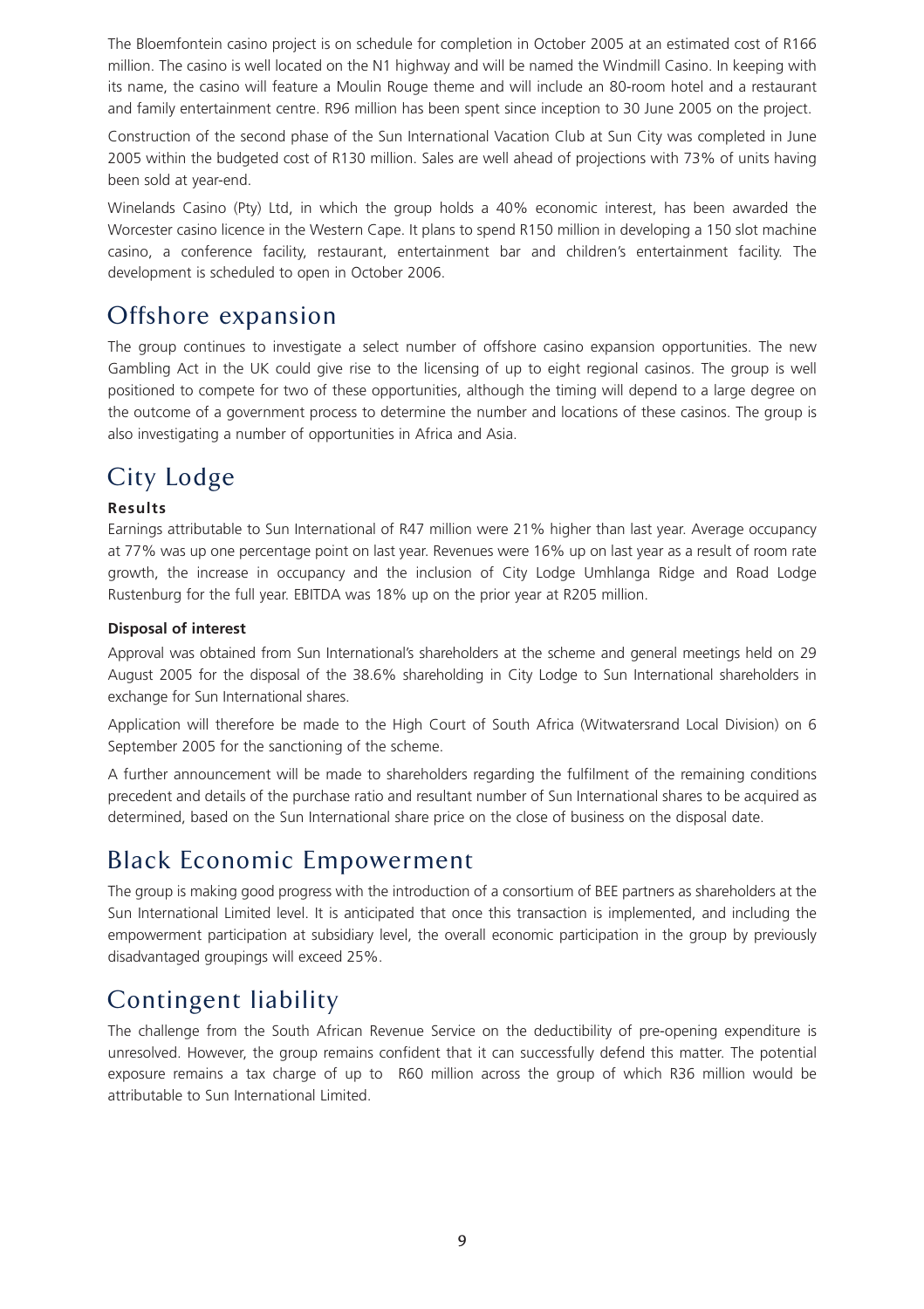The Bloemfontein casino project is on schedule for completion in October 2005 at an estimated cost of R166 million. The casino is well located on the N1 highway and will be named the Windmill Casino. In keeping with its name, the casino will feature a Moulin Rouge theme and will include an 80-room hotel and a restaurant and family entertainment centre. R96 million has been spent since inception to 30 June 2005 on the project.

Construction of the second phase of the Sun International Vacation Club at Sun City was completed in June 2005 within the budgeted cost of R130 million. Sales are well ahead of projections with 73% of units having been sold at year-end.

Winelands Casino (Pty) Ltd, in which the group holds a 40% economic interest, has been awarded the Worcester casino licence in the Western Cape. It plans to spend R150 million in developing a 150 slot machine casino, a conference facility, restaurant, entertainment bar and children's entertainment facility. The development is scheduled to open in October 2006.

## Offshore expansion

The group continues to investigate a select number of offshore casino expansion opportunities. The new Gambling Act in the UK could give rise to the licensing of up to eight regional casinos. The group is well positioned to compete for two of these opportunities, although the timing will depend to a large degree on the outcome of a government process to determine the number and locations of these casinos. The group is also investigating a number of opportunities in Africa and Asia.

## City Lodge

**Results**

Earnings attributable to Sun International of R47 million were 21% higher than last year. Average occupancy at 77% was up one percentage point on last year. Revenues were 16% up on last year as a result of room rate growth, the increase in occupancy and the inclusion of City Lodge Umhlanga Ridge and Road Lodge Rustenburg for the full year. EBITDA was 18% up on the prior year at R205 million.

**Disposal of interest**

Approval was obtained from Sun International's shareholders at the scheme and general meetings held on 29 August 2005 for the disposal of the 38.6% shareholding in City Lodge to Sun International shareholders in exchange for Sun International shares.

Application will therefore be made to the High Court of South Africa (Witwatersrand Local Division) on 6 September 2005 for the sanctioning of the scheme.

A further announcement will be made to shareholders regarding the fulfilment of the remaining conditions precedent and details of the purchase ratio and resultant number of Sun International shares to be acquired as determined, based on the Sun International share price on the close of business on the disposal date.

## Black Economic Empowerment

The group is making good progress with the introduction of a consortium of BEE partners as shareholders at the Sun International Limited level. It is anticipated that once this transaction is implemented, and including the empowerment participation at subsidiary level, the overall economic participation in the group by previously disadvantaged groupings will exceed 25%.

## Contingent liability

The challenge from the South African Revenue Service on the deductibility of pre-opening expenditure is unresolved. However, the group remains confident that it can successfully defend this matter. The potential exposure remains a tax charge of up to R60 million across the group of which R36 million would be attributable to Sun International Limited.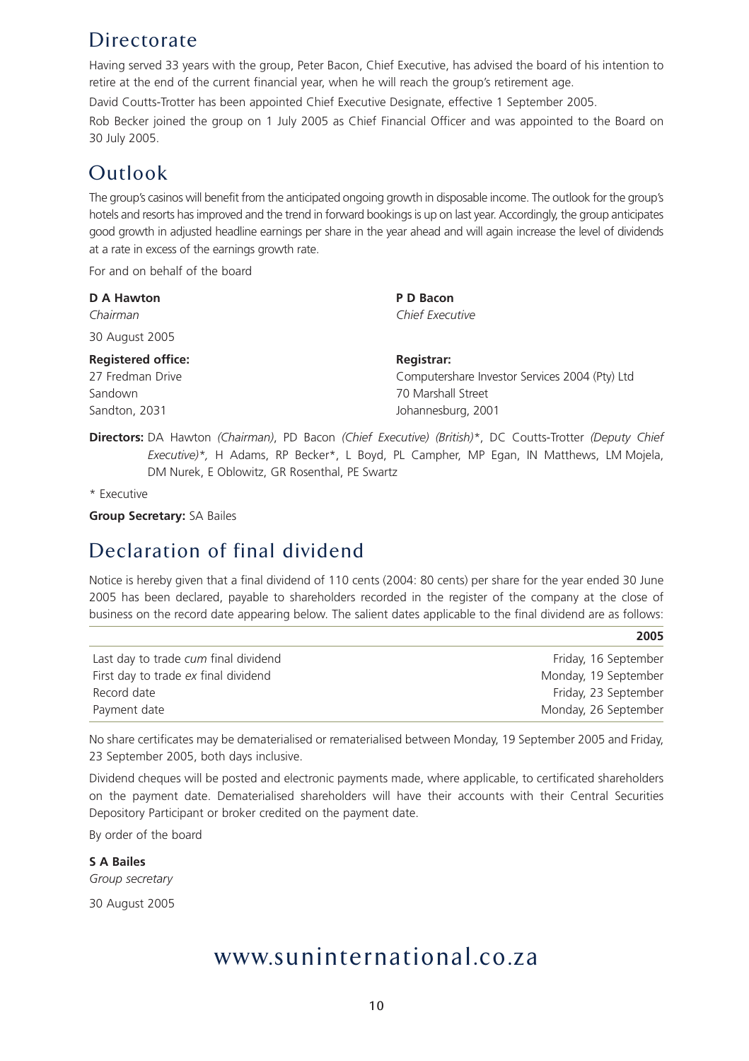## Directorate

Having served 33 years with the group, Peter Bacon, Chief Executive, has advised the board of his intention to retire at the end of the current financial year, when he will reach the group's retirement age.

David Coutts-Trotter has been appointed Chief Executive Designate, effective 1 September 2005.

Rob Becker joined the group on 1 July 2005 as Chief Financial Officer and was appointed to the Board on 30 July 2005.

## Outlook

The group's casinos will benefit from the anticipated ongoing growth in disposable income. The outlook for the group's hotels and resorts has improved and the trend in forward bookings is up on last year. Accordingly, the group anticipates good growth in adjusted headline earnings per share in the year ahead and will again increase the level of dividends at a rate in excess of the earnings growth rate.

For and on behalf of the board

**D A Hawton**
*Chairman*

**P D Bacon**
*Chief Executive*

30 August 2005

**Registered office:**
27 Fredman Drive
Sandown
Sandton, 2031

**Registrar:**
Computershare Investor Services 2004 (Pty) Ltd
70 Marshall Street
Johannesburg, 2001

**Directors:** DA Hawton *(Chairman)*, PD Bacon *(Chief Executive) (British)*\*, DC Coutts-Trotter *(Deputy Chief Executive)*\*, H Adams, RP Becker\*, L Boyd, PL Campher, MP Egan, IN Matthews, LM Mojela, DM Nurek, E Oblowitz, GR Rosenthal, PE Swartz

\* Executive

**Group Secretary:** SA Bailes

## Declaration of final dividend

Notice is hereby given that a final dividend of 110 cents (2004: 80 cents) per share for the year ended 30 June 2005 has been declared, payable to shareholders recorded in the register of the company at the close of business on the record date appearing below. The salient dates applicable to the final dividend are as follows:

| | **2005** |
|---|---|
| Last day to trade *cum* final dividend | Friday, 16 September |
| First day to trade *ex* final dividend | Monday, 19 September |
| Record date | Friday, 23 September |
| Payment date | Monday, 26 September |

No share certificates may be dematerialised or rematerialised between Monday, 19 September 2005 and Friday, 23 September 2005, both days inclusive.

Dividend cheques will be posted and electronic payments made, where applicable, to certificated shareholders on the payment date. Dematerialised shareholders will have their accounts with their Central Securities Depository Participant or broker credited on the payment date.

By order of the board

**S A Bailes**
*Group secretary*

30 August 2005

www.suninternational.co.za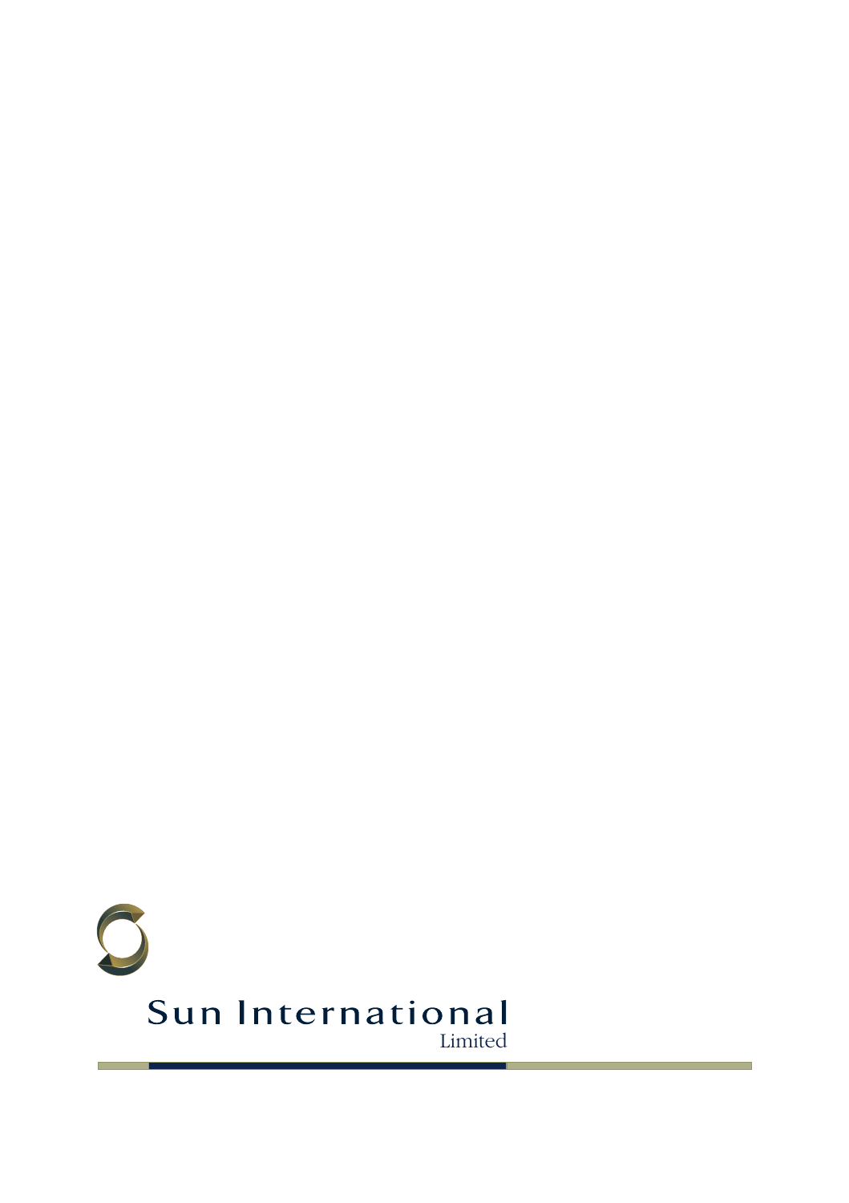Sun International

Limited